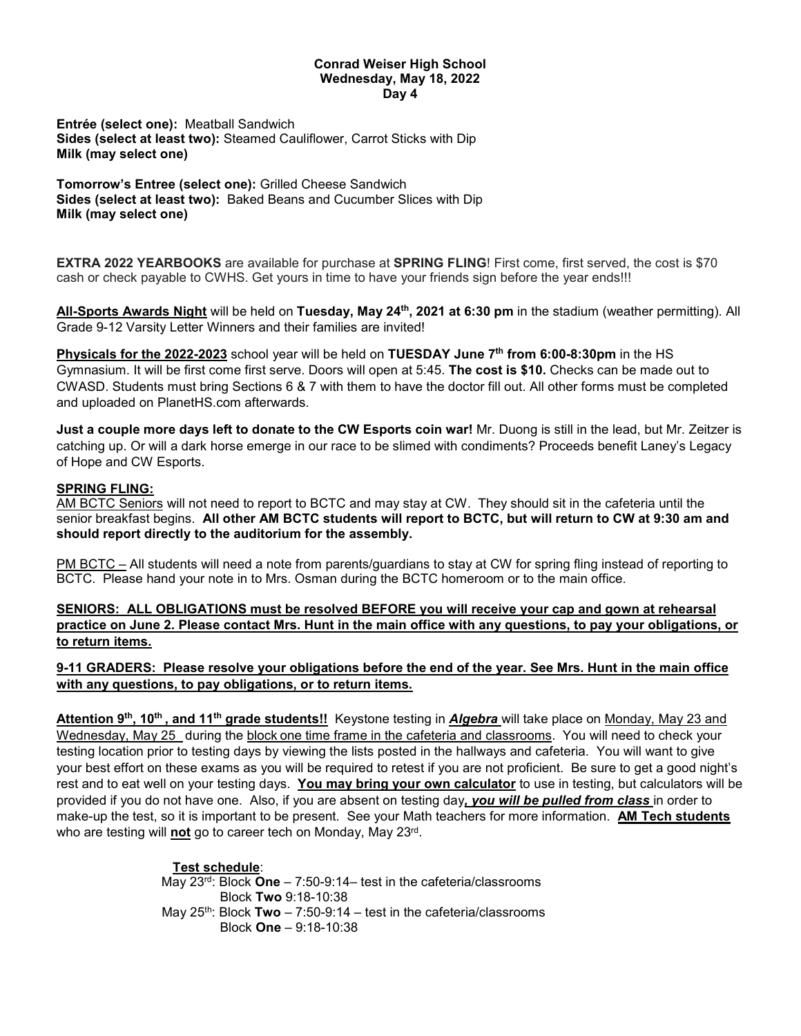**Conrad Weiser High School**
**Wednesday, May 18, 2022**
**Day 4**

**Entrée (select one):** Meatball Sandwich
**Sides (select at least two):** Steamed Cauliflower, Carrot Sticks with Dip
**Milk (may select one)**

**Tomorrow's Entree (select one):** Grilled Cheese Sandwich
**Sides (select at least two):** Baked Beans and Cucumber Slices with Dip
**Milk (may select one)**

**EXTRA 2022 YEARBOOKS** are available for purchase at **SPRING FLING**! First come, first served, the cost is $70 cash or check payable to CWHS. Get yours in time to have your friends sign before the year ends!!!

**All-Sports Awards Night** will be held on **Tuesday, May 24th, 2021 at 6:30 pm** in the stadium (weather permitting). All Grade 9-12 Varsity Letter Winners and their families are invited!

**Physicals for the 2022-2023** school year will be held on **TUESDAY June 7th from 6:00-8:30pm** in the HS Gymnasium. It will be first come first serve. Doors will open at 5:45. **The cost is $10.** Checks can be made out to CWASD. Students must bring Sections 6 & 7 with them to have the doctor fill out. All other forms must be completed and uploaded on PlanetHS.com afterwards.

**Just a couple more days left to donate to the CW Esports coin war!** Mr. Duong is still in the lead, but Mr. Zeitzer is catching up. Or will a dark horse emerge in our race to be slimed with condiments? Proceeds benefit Laney's Legacy of Hope and CW Esports.

**SPRING FLING:**
AM BCTC Seniors will not need to report to BCTC and may stay at CW. They should sit in the cafeteria until the senior breakfast begins. **All other AM BCTC students will report to BCTC, but will return to CW at 9:30 am and should report directly to the auditorium for the assembly.**

PM BCTC – All students will need a note from parents/guardians to stay at CW for spring fling instead of reporting to BCTC. Please hand your note in to Mrs. Osman during the BCTC homeroom or to the main office.

**SENIORS: ALL OBLIGATIONS must be resolved BEFORE you will receive your cap and gown at rehearsal practice on June 2. Please contact Mrs. Hunt in the main office with any questions, to pay your obligations, or to return items.**

**9-11 GRADERS: Please resolve your obligations before the end of the year. See Mrs. Hunt in the main office with any questions, to pay obligations, or to return items.**

**Attention 9th, 10th , and 11th grade students!!** Keystone testing in ***Algebra*** will take place on Monday, May 23 and Wednesday, May 25 during the block one time frame in the cafeteria and classrooms. You will need to check your testing location prior to testing days by viewing the lists posted in the hallways and cafeteria. You will want to give your best effort on these exams as you will be required to retest if you are not proficient. Be sure to get a good night's rest and to eat well on your testing days. **You may bring your own calculator** to use in testing, but calculators will be provided if you do not have one. Also, if you are absent on testing day***, you will be pulled from class*** in order to make-up the test, so it is important to be present. See your Math teachers for more information. **AM Tech students** who are testing will **not** go to career tech on Monday, May 23rd.

**Test schedule**:
May 23rd: Block **One** – 7:50-9:14– test in the cafeteria/classrooms
Block **Two** 9:18-10:38
May 25th: Block **Two** – 7:50-9:14 – test in the cafeteria/classrooms
Block **One** – 9:18-10:38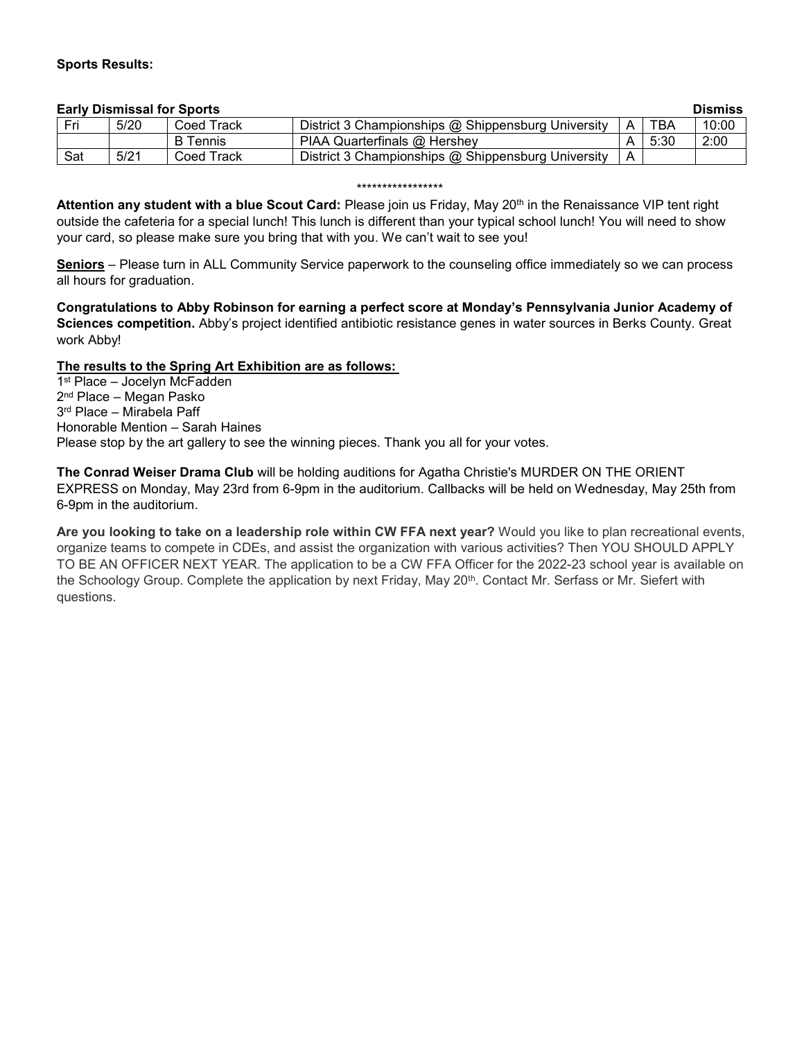**Sports Results:**

**Early Dismissal for Sports** **Dismiss**

| | | | | | | |
|---|---|---|---|---|---|---|
| Fri | 5/20 | Coed Track | District 3 Championships @ Shippensburg University | A | TBA | 10:00 |
| | | B Tennis | PIAA Quarterfinals @ Hershey | A | 5:30 | 2:00 |
| Sat | 5/21 | Coed Track | District 3 Championships @ Shippensburg University | A | | |

*****************

**Attention any student with a blue Scout Card:** Please join us Friday, May 20th in the Renaissance VIP tent right outside the cafeteria for a special lunch! This lunch is different than your typical school lunch! You will need to show your card, so please make sure you bring that with you. We can't wait to see you!

**Seniors** – Please turn in ALL Community Service paperwork to the counseling office immediately so we can process all hours for graduation.

**Congratulations to Abby Robinson for earning a perfect score at Monday's Pennsylvania Junior Academy of Sciences competition.** Abby's project identified antibiotic resistance genes in water sources in Berks County. Great work Abby!

**The results to the Spring Art Exhibition are as follows:**

1st Place – Jocelyn McFadden
2nd Place – Megan Pasko
3rd Place – Mirabela Paff
Honorable Mention – Sarah Haines
Please stop by the art gallery to see the winning pieces. Thank you all for your votes.

**The Conrad Weiser Drama Club** will be holding auditions for Agatha Christie's MURDER ON THE ORIENT EXPRESS on Monday, May 23rd from 6-9pm in the auditorium. Callbacks will be held on Wednesday, May 25th from 6-9pm in the auditorium.

**Are you looking to take on a leadership role within CW FFA next year?** Would you like to plan recreational events, organize teams to compete in CDEs, and assist the organization with various activities? Then YOU SHOULD APPLY TO BE AN OFFICER NEXT YEAR. The application to be a CW FFA Officer for the 2022-23 school year is available on the Schoology Group. Complete the application by next Friday, May 20th. Contact Mr. Serfass or Mr. Siefert with questions.